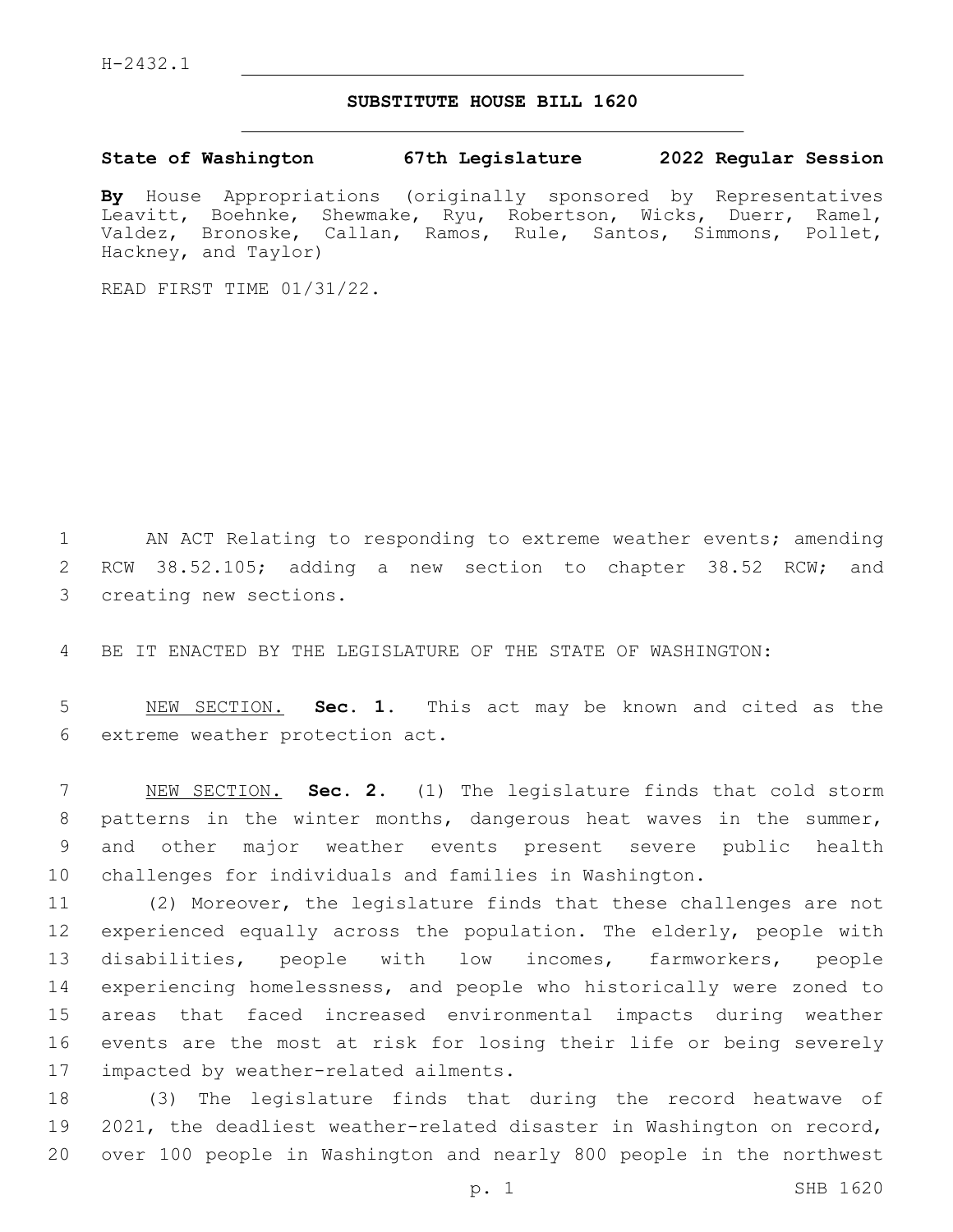H-2432.1

# SUBSTITUTE HOUSE BILL 1620

**State of Washington 67th Legislature 2022 Regular Session**

**By** House Appropriations (originally sponsored by Representatives Leavitt, Boehnke, Shewmake, Ryu, Robertson, Wicks, Duerr, Ramel, Valdez, Bronoske, Callan, Ramos, Rule, Santos, Simmons, Pollet, Hackney, and Taylor)

READ FIRST TIME 01/31/22.

AN ACT Relating to responding to extreme weather events; amending RCW 38.52.105; adding a new section to chapter 38.52 RCW; and creating new sections.

BE IT ENACTED BY THE LEGISLATURE OF THE STATE OF WASHINGTON:

NEW SECTION. **Sec. 1.** This act may be known and cited as the extreme weather protection act.

NEW SECTION. **Sec. 2.** (1) The legislature finds that cold storm patterns in the winter months, dangerous heat waves in the summer, and other major weather events present severe public health challenges for individuals and families in Washington.

(2) Moreover, the legislature finds that these challenges are not experienced equally across the population. The elderly, people with disabilities, people with low incomes, farmworkers, people experiencing homelessness, and people who historically were zoned to areas that faced increased environmental impacts during weather events are the most at risk for losing their life or being severely impacted by weather-related ailments.

(3) The legislature finds that during the record heatwave of 2021, the deadliest weather-related disaster in Washington on record, over 100 people in Washington and nearly 800 people in the northwest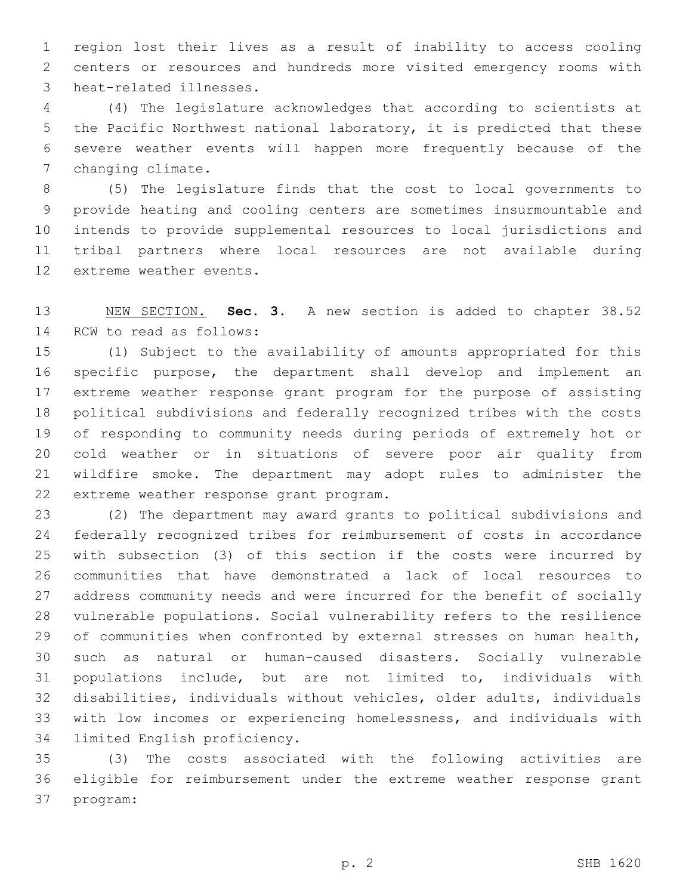region lost their lives as a result of inability to access cooling centers or resources and hundreds more visited emergency rooms with heat-related illnesses.

(4) The legislature acknowledges that according to scientists at the Pacific Northwest national laboratory, it is predicted that these severe weather events will happen more frequently because of the changing climate.

(5) The legislature finds that the cost to local governments to provide heating and cooling centers are sometimes insurmountable and intends to provide supplemental resources to local jurisdictions and tribal partners where local resources are not available during extreme weather events.

NEW SECTION. **Sec. 3.** A new section is added to chapter 38.52 RCW to read as follows:

(1) Subject to the availability of amounts appropriated for this specific purpose, the department shall develop and implement an extreme weather response grant program for the purpose of assisting political subdivisions and federally recognized tribes with the costs of responding to community needs during periods of extremely hot or cold weather or in situations of severe poor air quality from wildfire smoke. The department may adopt rules to administer the extreme weather response grant program.

(2) The department may award grants to political subdivisions and federally recognized tribes for reimbursement of costs in accordance with subsection (3) of this section if the costs were incurred by communities that have demonstrated a lack of local resources to address community needs and were incurred for the benefit of socially vulnerable populations. Social vulnerability refers to the resilience of communities when confronted by external stresses on human health, such as natural or human-caused disasters. Socially vulnerable populations include, but are not limited to, individuals with disabilities, individuals without vehicles, older adults, individuals with low incomes or experiencing homelessness, and individuals with limited English proficiency.

(3) The costs associated with the following activities are eligible for reimbursement under the extreme weather response grant program: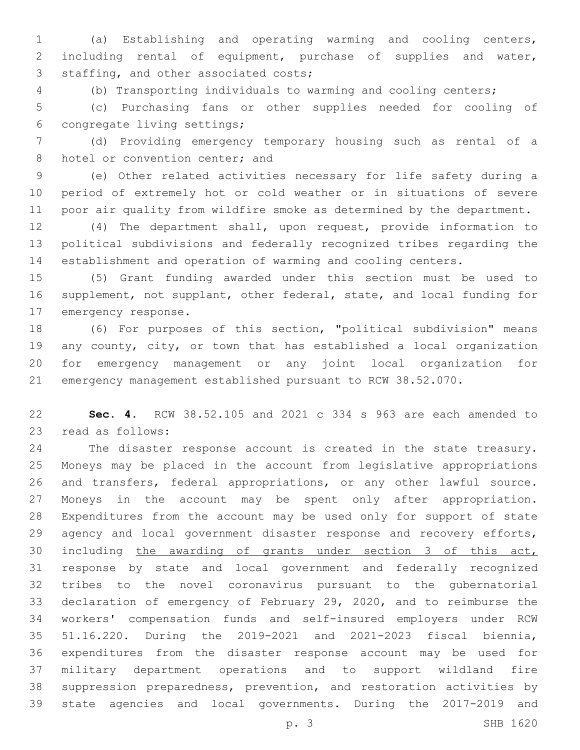(a) Establishing and operating warming and cooling centers, including rental of equipment, purchase of supplies and water, staffing, and other associated costs;

(b) Transporting individuals to warming and cooling centers;

(c) Purchasing fans or other supplies needed for cooling of congregate living settings;

(d) Providing emergency temporary housing such as rental of a hotel or convention center; and

(e) Other related activities necessary for life safety during a period of extremely hot or cold weather or in situations of severe poor air quality from wildfire smoke as determined by the department.

(4) The department shall, upon request, provide information to political subdivisions and federally recognized tribes regarding the establishment and operation of warming and cooling centers.

(5) Grant funding awarded under this section must be used to supplement, not supplant, other federal, state, and local funding for emergency response.

(6) For purposes of this section, "political subdivision" means any county, city, or town that has established a local organization for emergency management or any joint local organization for emergency management established pursuant to RCW 38.52.070.

**Sec. 4.** RCW 38.52.105 and 2021 c 334 s 963 are each amended to read as follows:

The disaster response account is created in the state treasury. Moneys may be placed in the account from legislative appropriations and transfers, federal appropriations, or any other lawful source. Moneys in the account may be spent only after appropriation. Expenditures from the account may be used only for support of state agency and local government disaster response and recovery efforts, including <u>the awarding of grants under section 3 of this act,</u> response by state and local government and federally recognized tribes to the novel coronavirus pursuant to the gubernatorial declaration of emergency of February 29, 2020, and to reimburse the workers' compensation funds and self-insured employers under RCW 51.16.220. During the 2019-2021 and 2021-2023 fiscal biennia, expenditures from the disaster response account may be used for military department operations and to support wildland fire suppression preparedness, prevention, and restoration activities by state agencies and local governments. During the 2017-2019 and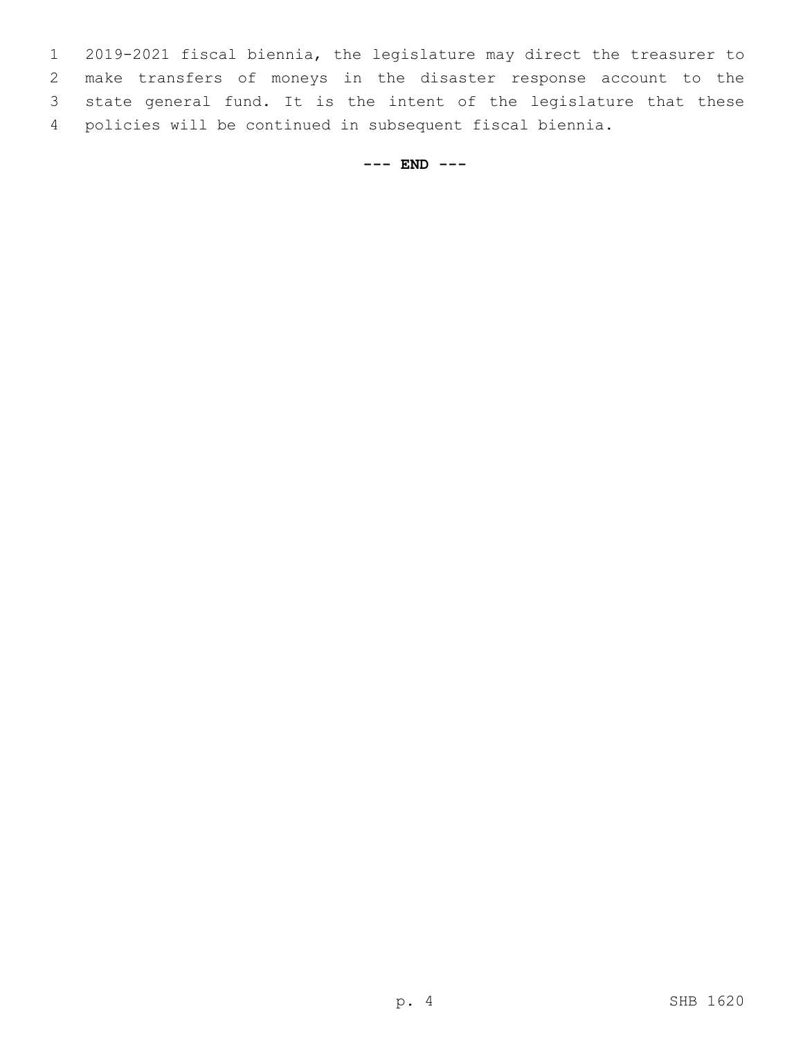2019-2021 fiscal biennia, the legislature may direct the treasurer to make transfers of moneys in the disaster response account to the state general fund. It is the intent of the legislature that these policies will be continued in subsequent fiscal biennia.

**--- END ---**